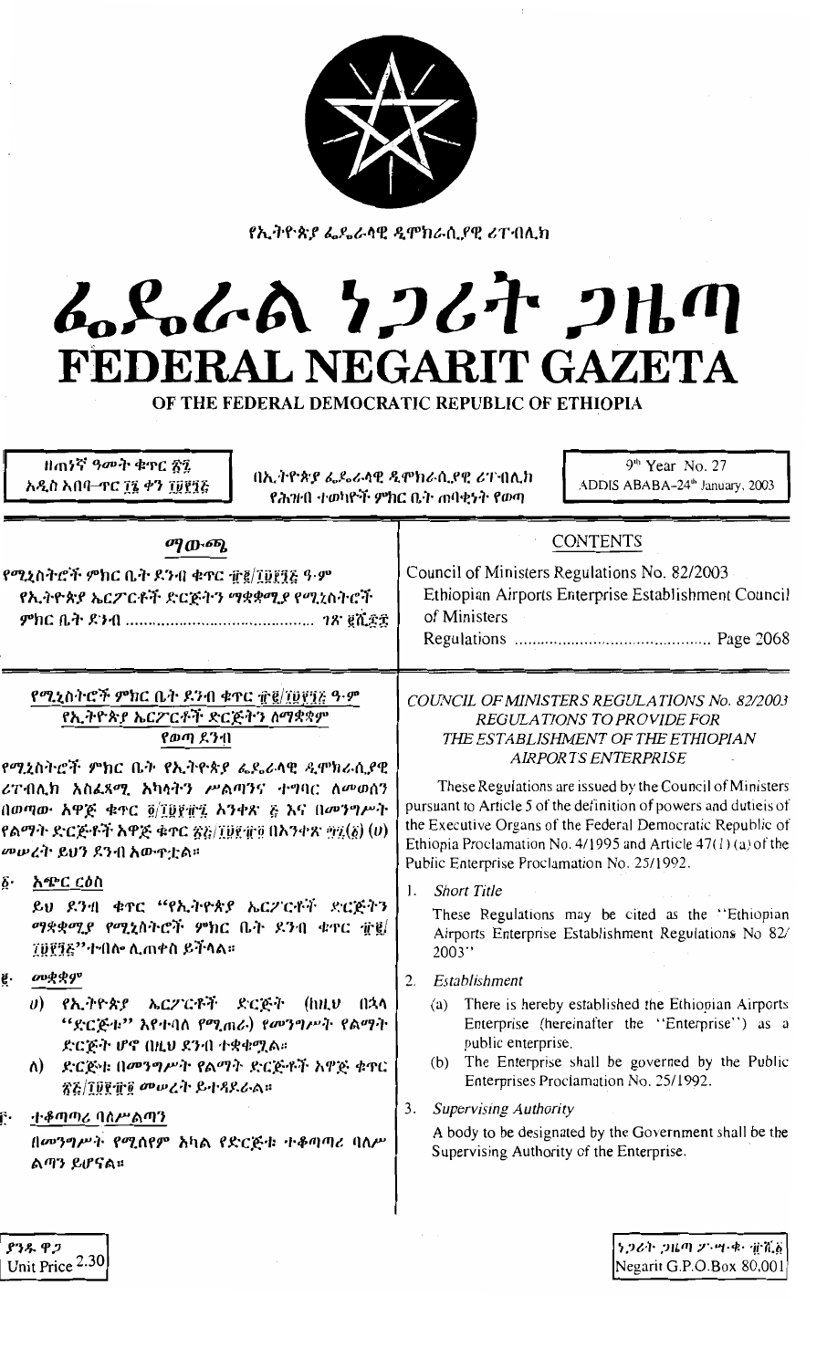የኢትዮጵያ ፌዴራላዊ ዲሞክራሲያዊ ሪፐብሊክ

# ፌዴራል ነጋሪት ጋዜጣ
# FEDERAL NEGARIT GAZETA
## OF THE FEDERAL DEMOCRATIC REPUBLIC OF ETHIOPIA

ዘጠነኛ ዓመት ቁጥር ፳፯
አዲስ አበባ–ጥር ፲፮ ቀን ፲፱፻፺፭

በኢትዮጵያ ፌዴራላዊ ዲሞክራሲያዊ ሪፐብሊክ
የሕዝብ ተወካዮች ምክር ቤት ጠባቂነት የወጣ

9th Year No. 27
ADDIS ABABA–24th January, 2003

## ማውጫ

የሚኒስትሮች ምክር ቤት ደንብ ቁጥር ፹፪/፲፱፻፺፭ ዓ.ም
የኢትዮጵያ ኤርፖርቶች ድርጅትን ማቋቋሚያ የሚኒስትሮች ምክር ቤት ደንብ ........................................ ገጽ ፪ሺ፷፰

## CONTENTS

Council of Ministers Regulations No. 82/2003
Ethiopian Airports Enterprise Establishment Council of Ministers Regulations ........................................ Page 2068

### የሚኒስትሮች ምክር ቤት ደንብ ቁጥር ፹፪/፲፱፻፺፭ ዓ.ም
### የኢትዮጵያ ኤርፖርቶች ድርጅትን ለማቋቋም የወጣ ደንብ

የሚኒስትሮች ምክር ቤት የኢትዮጵያ ፌዴራላዊ ዲሞክራሲያዊ ሪፐብሊክ አስፈጻሚ አካላትን ሥልጣንና ተግባር ለመወሰን በወጣው አዋጅ ቁጥር ፬/፲፱፻፹፯ አንቀጽ ፭ እና በመንግሥት የልማት ድርጅቶች አዋጅ ቁጥር ፳፭/፲፱፻፹፬ በአንቀጽ ፵፯(፩) (ሀ) መሠረት ይህን ደንብ አውጥቷል።

፩· አጭር ርዕስ

ይህ ደንብ ቁጥር "የኢትዮጵያ ኤርፖርቶች ድርጅትን ማቋቋሚያ የሚኒስትሮች ምክር ቤት ደንብ ቁጥር ፹፪/፲፱፻፺፭" ተብሎ ሊጠቀስ ይችላል።

፪· መቋቋም

ሀ) የኢትዮጵያ ኤርፖርቶች ድርጅት (ከዚህ በኋላ "ድርጅቱ" እየተባለ የሚጠራ) የመንግሥት የልማት ድርጅት ሆኖ በዚህ ደንብ ተቋቁሟል።

ለ) ድርጅቱ በመንግሥት የልማት ድርጅቶች አዋጅ ቁጥር ፳፭/፲፱፻፹፬ መሠረት ይተዳደራል።

፫· ተቆጣጣሪ ባለሥልጣን

በመንግሥት የሚሰየም አካል የድርጅቱ ተቆጣጣሪ ባለሥልጣን ይሆናል።

### COUNCIL OF MINISTERS REGULATIONS No. 82/2003
### REGULATIONS TO PROVIDE FOR THE ESTABLISHMENT OF THE ETHIOPIAN AIRPORTS ENTERPRISE

These Regulations are issued by the Council of Ministers pursuant to Article 5 of the definition of powers and duties of the Executive Organs of the Federal Democratic Republic of Ethiopia Proclamation No. 4/1995 and Article 47(1) (a) of the Public Enterprise Proclamation No. 25/1992.

1. *Short Title*

   These Regulations may be cited as the "Ethiopian Airports Enterprise Establishment Regulations No 82/2003"

2. *Establishment*

   (a) There is hereby established the Ethiopian Airports Enterprise (hereinafter the "Enterprise") as a public enterprise.

   (b) The Enterprise shall be governed by the Public Enterprises Proclamation No. 25/1992.

3. *Supervising Authority*

   A body to be designated by the Government shall be the Supervising Authority of the Enterprise.

ያንዱ ዋጋ
Unit Price 2.30

ነጋሪት ጋዜጣ ፖ·ሣ·ቁ· ፹ሺ፩
Negarit G.P.O.Box 80,001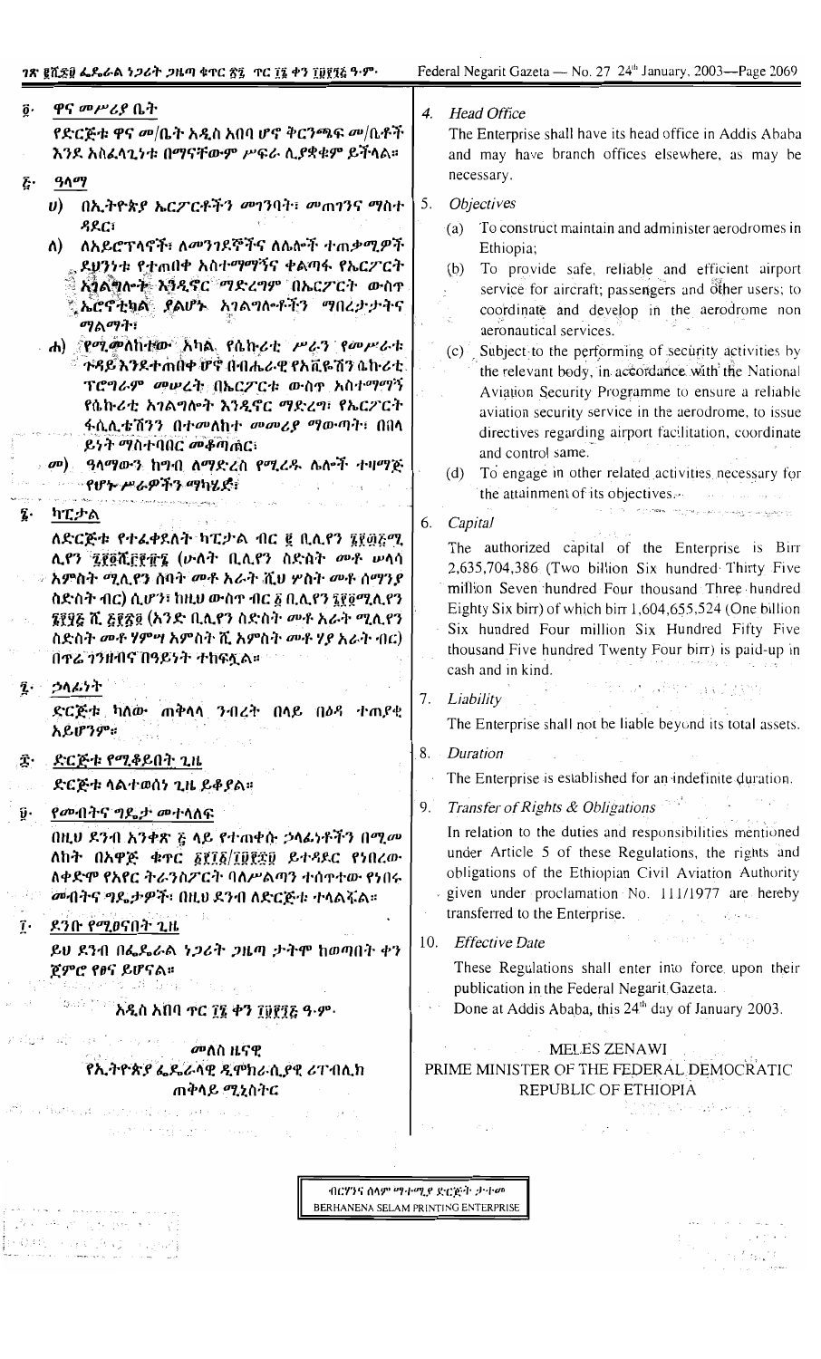፬· ዋና መሥሪያ ቤት

የድርጅቱ ዋና መ/ቤት አዲስ አበባ ሆኖ ቅርንጫፍ መ/ቤቶች እንደ አስፈላጊነቱ በማናቸውም ሥፍራ ሊያቋቁም ይችላል።

፭· ዓላማ

ሀ) በኢትዮጵያ ኤሮድሮሞችን መገንባት፣ መጠገንና ማስተዳደር፣

ለ) ለአይሮፕላኖች፣ ለመንገደኞችና ለሌሎች ተጠቃሚዎች ደህንነቱ የተጠበቀ አስተማማኝና ቀልጣፋ የኤርፖርት አገልግሎት እንዲኖር ማድረግም በኤርፖርት ውስጥ ኤሮኖቲካል ያልሆኑ አገልግሎቶችን ማበረታታትና ማልማት፣

ሐ) የሚመለከተው አካል የሴኩሪቲ ሥራን የመሥራቱ ጉዳይ እንደተጠበቀ ሆኖ በብሔራዊ የአቪዬሽን ሴኩሪቲ ፕሮግራም መሠረት በኤርፖርቱ ውስጥ አስተማማኝ የሴኩሪቲ አገልግሎት እንዲኖር ማድረግ፣ የኤርፖርት ፋሲሊቴሽንን በተመለከተ መመሪያ ማውጣት፣ በበላይነት ማስተባበር መቆጣጠር፣

መ) ዓላማውን ከግብ ለማድረስ የሚረዱ ሌሎች ተዛማጅ የሆኑ ሥራዎችን ማካሄድ፣

፮· ካፒታል

ለድርጅቱ የተፈቀደለት ካፒታል ብር ፪ ቢሊየን ፮፻፴፭ሚሊየን ፯፻፬ሺ፫፻፹፮ (ሁለት ቢሊየን ስድስት መቶ ሠላሳ አምስት ሚሊየን ሰባት መቶ አራት ሺህ ሦስት መቶ ሰማንያ ስድስት ብር) ሲሆን፣ ከዚህ ውስጥ ብር ፩ ቢሊየን ፮፻፬ሚሊየን ፮፻፶፭ ሺ ፭፻፳፬ (አንድ ቢሊየን ስድስት መቶ አራት ሚሊየን ስድስት መቶ ሃምሣ አምስት ሺ አምስት መቶ ሃያ አራት ብር) በጥሬ ገንዘብና በዓይነት ተከፍሏል።

፯· ኃላፊነት

ድርጅቱ ካለው ጠቅላላ ንብረት በላይ በዕዳ ተጠያቂ አይሆንም።

፰· ድርጅቱ የሚቆይበት ጊዜ

ድርጅቱ ላልተወሰነ ጊዜ ይቆያል።

፱· የመብትና ግዴታ መተላለፍ

በዚህ ደንብ አንቀጽ ፭ ላይ የተጠቀሱ ኃላፊነቶችን በሚመለከት በአዋጅ ቁጥር ፩፻፲፩/፲፱፻፸፱ ይተዳደር የነበረው ለቀድሞ የአየር ትራንስፖርት ባለሥልጣን ተሰጥተው የነበሩ መብትና ግዴታዎች፣ በዚህ ደንብ ለድርጅቱ ተላልፈዋል።

፲· ደንቡ የሚፀናበት ጊዜ

ይህ ደንብ በፌዴራል ነጋሪት ጋዜጣ ታትሞ ከወጣበት ቀን ጀምሮ የፀና ይሆናል።

አዲስ አበባ ጥር ፲፮ ቀን ፲፱፻፺፭ ዓ·ም·

መለስ ዜናዊ

የኢትዮጵያ ፌዴራላዊ ዲሞክራሲያዊ ሪፐብሊክ ጠቅላይ ሚኒስትር

4. *Head Office*

The Enterprise shall have its head office in Addis Ababa and may have branch offices elsewhere, as may be necessary.

5. *Objectives*

(a) To construct maintain and administer aerodromes in Ethiopia;

(b) To provide safe, reliable and efficient airport service for aircraft; passengers and other users; to coordinate and develop in the aerodrome non aeronautical services.

(c) Subject to the performing of security activities by the relevant body, in accordance with the National Aviation Security Programme to ensure a reliable aviation security service in the aerodrome, to issue directives regarding airport facilitation, coordinate and control same.

(d) To engage in other related activities necessary for the attainment of its objectives.

6. *Capital*

The authorized capital of the Enterprise is Birr 2,635,704,386 (Two billion Six hundred Thirty Five million Seven hundred Four thousand Three hundred Eighty Six birr) of which birr 1,604,655,524 (One billion Six hundred Four million Six Hundred Fifty Five thousand Five hundred Twenty Four birr) is paid-up in cash and in kind.

7. *Liability*

The Enterprise shall not be liable beyond its total assets.

8. *Duration*

The Enterprise is established for an indefinite duration.

9. *Transfer of Rights & Obligations*

In relation to the duties and responsibilities mentioned under Article 5 of these Regulations, the rights and obligations of the Ethiopian Civil Aviation Authority given under proclamation No. 111/1977 are hereby transferred to the Enterprise.

10. *Effective Date*

These Regulations shall enter into force upon their publication in the Federal Negarit Gazeta.

Done at Addis Ababa, this 24th day of January 2003.

MELES ZENAWI

PRIME MINISTER OF THE FEDERAL DEMOCRATIC REPUBLIC OF ETHIOPIA

ብርሃንና ሰላም ማተሚያ ድርጅት ታተመ
BERHANENA SELAM PRINTING ENTERPRISE